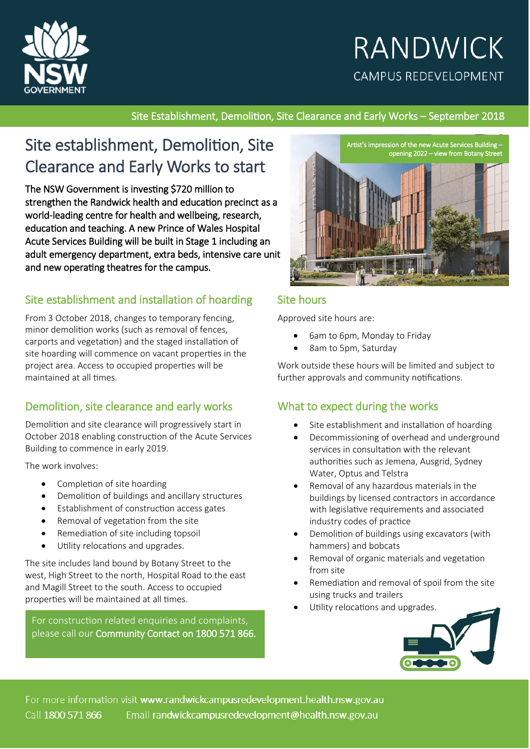# RANDWICK

CAMPUS REDEVELOPMENT

Site Establishment, Demolition, Site Clearance and Early Works – September 2018

## Site establishment, Demolition, Site Clearance and Early Works to start

**The NSW Government is investing $720 million to strengthen the Randwick health and education precinct as a world-leading centre for health and wellbeing, research, education and teaching. A new Prince of Wales Hospital Acute Services Building will be built in Stage 1 including an adult emergency department, extra beds, intensive care unit and new operating theatres for the campus.**

Artist's impression of the new Acute Services Building – opening 2022 – view from Botany Street

### Site establishment and installation of hoarding

From 3 October 2018, changes to temporary fencing, minor demolition works (such as removal of fences, carports and vegetation) and the staged installation of site hoarding will commence on vacant properties in the project area. Access to occupied properties will be maintained at all times.

### Demolition, site clearance and early works

Demolition and site clearance will progressively start in October 2018 enabling construction of the Acute Services Building to commence in early 2019.

The work involves:

- Completion of site hoarding
- Demolition of buildings and ancillary structures
- Establishment of construction access gates
- Removal of vegetation from the site
- Remediation of site including topsoil
- Utility relocations and upgrades.

The site includes land bound by Botany Street to the west, High Street to the north, Hospital Road to the east and Magill Street to the south. Access to occupied properties will be maintained at all times.

For construction related enquiries and complaints, please call our **Community Contact on 1800 571 866.**

### Site hours

Approved site hours are:

- 6am to 6pm, Monday to Friday
- 8am to 5pm, Saturday

Work outside these hours will be limited and subject to further approvals and community notifications.

### What to expect during the works

- Site establishment and installation of hoarding
- Decommissioning of overhead and underground services in consultation with the relevant authorities such as Jemena, Ausgrid, Sydney Water, Optus and Telstra
- Removal of any hazardous materials in the buildings by licensed contractors in accordance with legislative requirements and associated industry codes of practice
- Demolition of buildings using excavators (with hammers) and bobcats
- Removal of organic materials and vegetation from site
- Remediation and removal of spoil from the site using trucks and trailers
- Utility relocations and upgrades.

For more information visit **www.randwickcampusredevelopment.health.nsw.gov.au**

Call **1800 571 866** Email **randwickcampusredevelopment@health.nsw.gov.au**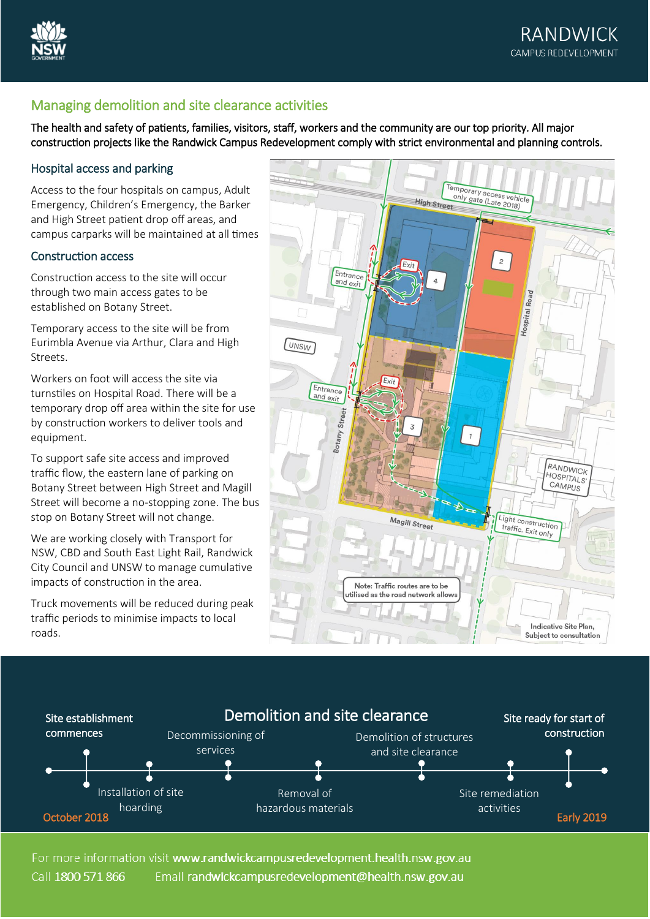# Managing demolition and site clearance activities

**The health and safety of patients, families, visitors, staff, workers and the community are our top priority. All major construction projects like the Randwick Campus Redevelopment comply with strict environmental and planning controls.**

## Hospital access and parking

Access to the four hospitals on campus, Adult Emergency, Children's Emergency, the Barker and High Street patient drop off areas, and campus carparks will be maintained at all times

## Construction access

Construction access to the site will occur through two main access gates to be established on Botany Street.

Temporary access to the site will be from Eurimbla Avenue via Arthur, Clara and High Streets.

Workers on foot will access the site via turnstiles on Hospital Road. There will be a temporary drop off area within the site for use by construction workers to deliver tools and equipment.

To support safe site access and improved traffic flow, the eastern lane of parking on Botany Street between High Street and Magill Street will become a no-stopping zone. The bus stop on Botany Street will not change.

We are working closely with Transport for NSW, CBD and South East Light Rail, Randwick City Council and UNSW to manage cumulative impacts of construction in the area.

Truck movements will be reduced during peak traffic periods to minimise impacts to local roads.

Temporary access vehicle only gate (Late 2018)
High Street
Entrance and exit
Exit
4
2
Hospital Road
UNSW
Entrance and exit
Exit
Botany Street
3
1
RANDWICK HOSPITALS' CAMPUS
Light construction traffic. Exit only
Magill Street
Note: Traffic routes are to be utilised as the road network allows
Indicative Site Plan, Subject to consultation

## Demolition and site clearance

Site establishment commences
October 2018
Installation of site hoarding
Decommissioning of services
Removal of hazardous materials
Demolition of structures and site clearance
Site remediation activities
Site ready for start of construction
Early 2019

For more information visit **www.randwickcampusredevelopment.health.nsw.gov.au**
Call **1800 571 866** Email **randwickcampusredevelopment@health.nsw.gov.au**